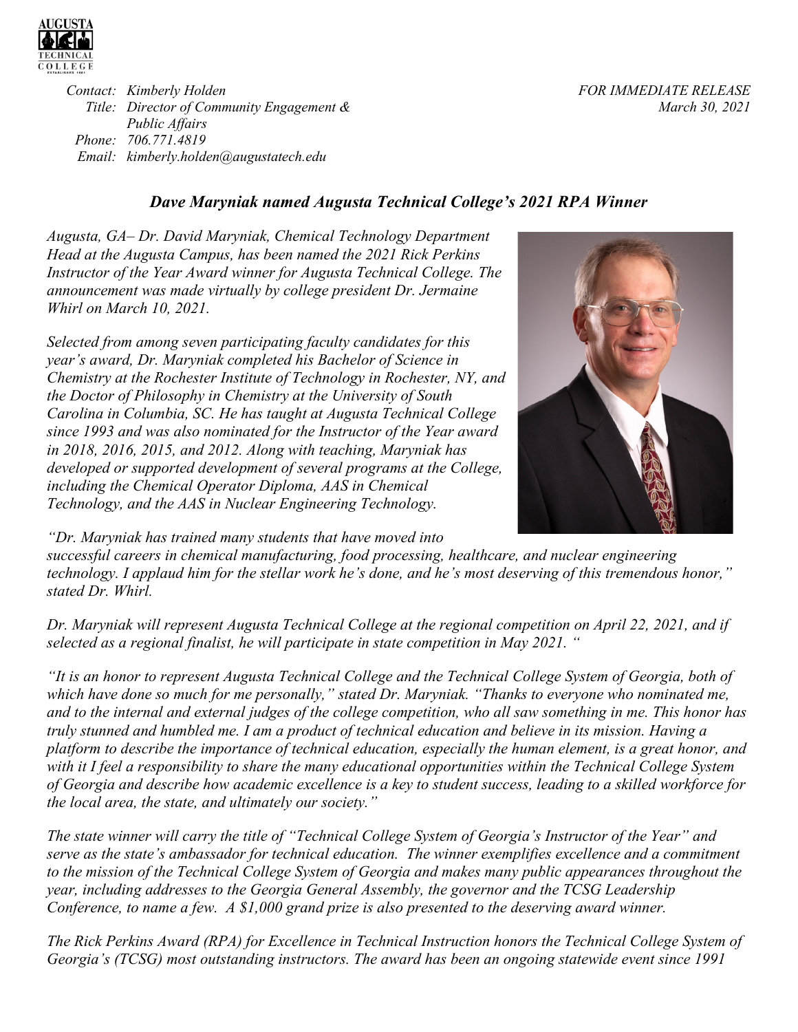Contact: Kimberly Holden
Title: Director of Community Engagement & Public Affairs
Phone: 706.771.4819
Email: kimberly.holden@augustatech.edu

FOR IMMEDIATE RELEASE
March 30, 2021

## *Dave Maryniak named Augusta Technical College's 2021 RPA Winner*

*Augusta, GA– Dr. David Maryniak, Chemical Technology Department Head at the Augusta Campus, has been named the 2021 Rick Perkins Instructor of the Year Award winner for Augusta Technical College. The announcement was made virtually by college president Dr. Jermaine Whirl on March 10, 2021.*

*Selected from among seven participating faculty candidates for this year's award, Dr. Maryniak completed his Bachelor of Science in Chemistry at the Rochester Institute of Technology in Rochester, NY, and the Doctor of Philosophy in Chemistry at the University of South Carolina in Columbia, SC. He has taught at Augusta Technical College since 1993 and was also nominated for the Instructor of the Year award in 2018, 2016, 2015, and 2012. Along with teaching, Maryniak has developed or supported development of several programs at the College, including the Chemical Operator Diploma, AAS in Chemical Technology, and the AAS in Nuclear Engineering Technology.*

*"Dr. Maryniak has trained many students that have moved into successful careers in chemical manufacturing, food processing, healthcare, and nuclear engineering technology. I applaud him for the stellar work he's done, and he's most deserving of this tremendous honor," stated Dr. Whirl.*

*Dr. Maryniak will represent Augusta Technical College at the regional competition on April 22, 2021, and if selected as a regional finalist, he will participate in state competition in May 2021. "*

*"It is an honor to represent Augusta Technical College and the Technical College System of Georgia, both of which have done so much for me personally," stated Dr. Maryniak. "Thanks to everyone who nominated me, and to the internal and external judges of the college competition, who all saw something in me. This honor has truly stunned and humbled me. I am a product of technical education and believe in its mission. Having a platform to describe the importance of technical education, especially the human element, is a great honor, and with it I feel a responsibility to share the many educational opportunities within the Technical College System of Georgia and describe how academic excellence is a key to student success, leading to a skilled workforce for the local area, the state, and ultimately our society."*

*The state winner will carry the title of "Technical College System of Georgia's Instructor of the Year" and serve as the state's ambassador for technical education. The winner exemplifies excellence and a commitment to the mission of the Technical College System of Georgia and makes many public appearances throughout the year, including addresses to the Georgia General Assembly, the governor and the TCSG Leadership Conference, to name a few. A $1,000 grand prize is also presented to the deserving award winner.*

*The Rick Perkins Award (RPA) for Excellence in Technical Instruction honors the Technical College System of Georgia's (TCSG) most outstanding instructors. The award has been an ongoing statewide event since 1991*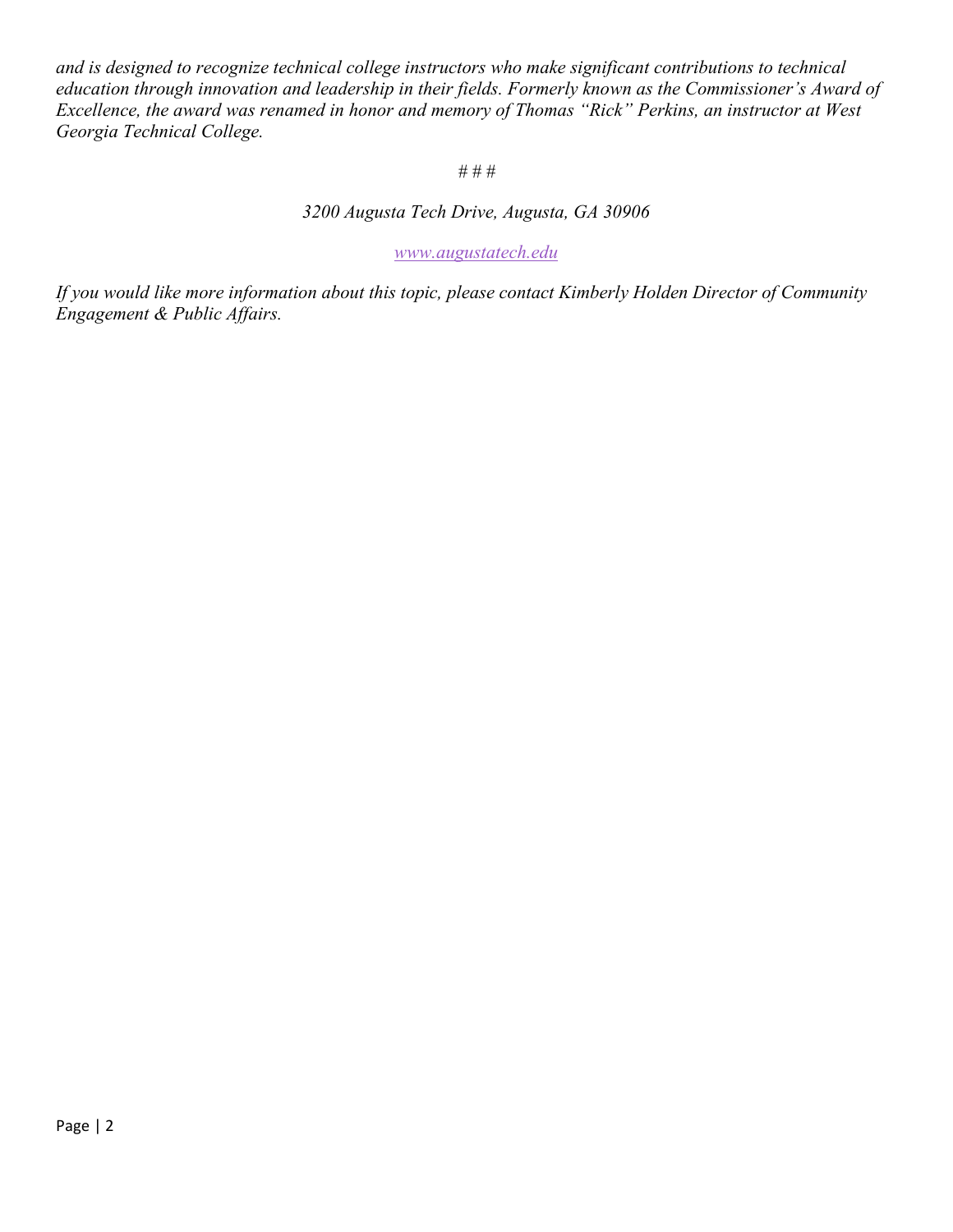*and is designed to recognize technical college instructors who make significant contributions to technical education through innovation and leadership in their fields. Formerly known as the Commissioner's Award of Excellence, the award was renamed in honor and memory of Thomas "Rick" Perkins, an instructor at West Georgia Technical College.*

# # #

*3200 Augusta Tech Drive, Augusta, GA 30906*

*www.augustatech.edu*

*If you would like more information about this topic, please contact Kimberly Holden Director of Community Engagement & Public Affairs.*